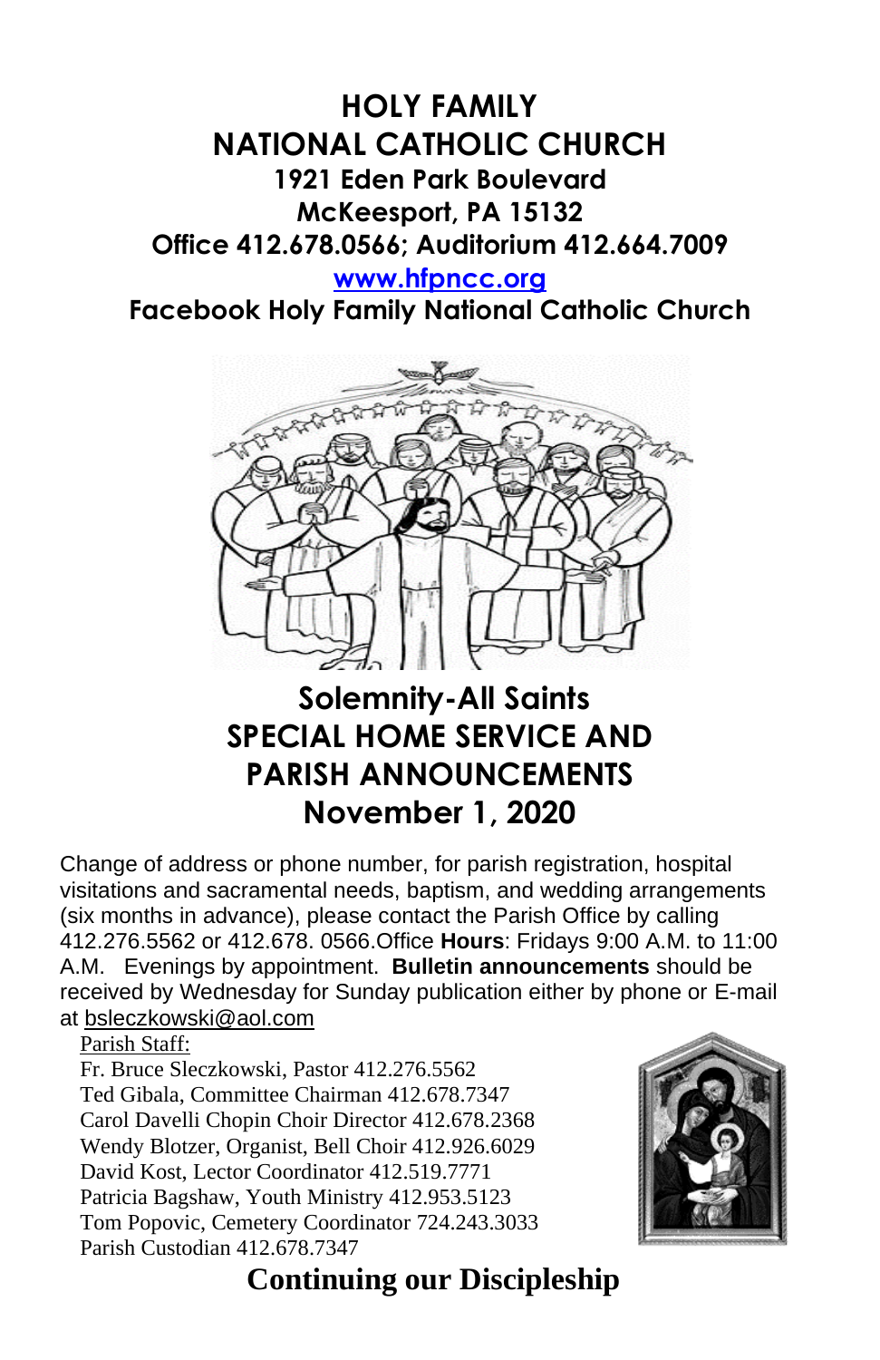# HOLY FAMILY NATIONAL CATHOLIC CHURCH

**1921 Eden Park Boulevard**
**McKeesport, PA 15132**
**Office 412.678.0566; Auditorium 412.664.7009**
**www.hfpncc.org**
**Facebook Holy Family National Catholic Church**

## Solemnity-All Saints
## SPECIAL HOME SERVICE AND PARISH ANNOUNCEMENTS
## November 1, 2020

Change of address or phone number, for parish registration, hospital visitations and sacramental needs, baptism, and wedding arrangements (six months in advance), please contact the Parish Office by calling 412.276.5562 or 412.678. 0566.Office **Hours**: Fridays 9:00 A.M. to 11:00 A.M. Evenings by appointment. **Bulletin announcements** should be received by Wednesday for Sunday publication either by phone or E-mail at bsleczkowski@aol.com

Parish Staff:
Fr. Bruce Sleczkowski, Pastor 412.276.5562
Ted Gibala, Committee Chairman 412.678.7347
Carol Davelli Chopin Choir Director 412.678.2368
Wendy Blotzer, Organist, Bell Choir 412.926.6029
David Kost, Lector Coordinator 412.519.7771
Patricia Bagshaw, Youth Ministry 412.953.5123
Tom Popovic, Cemetery Coordinator 724.243.3033
Parish Custodian 412.678.7347

## Continuing our Discipleship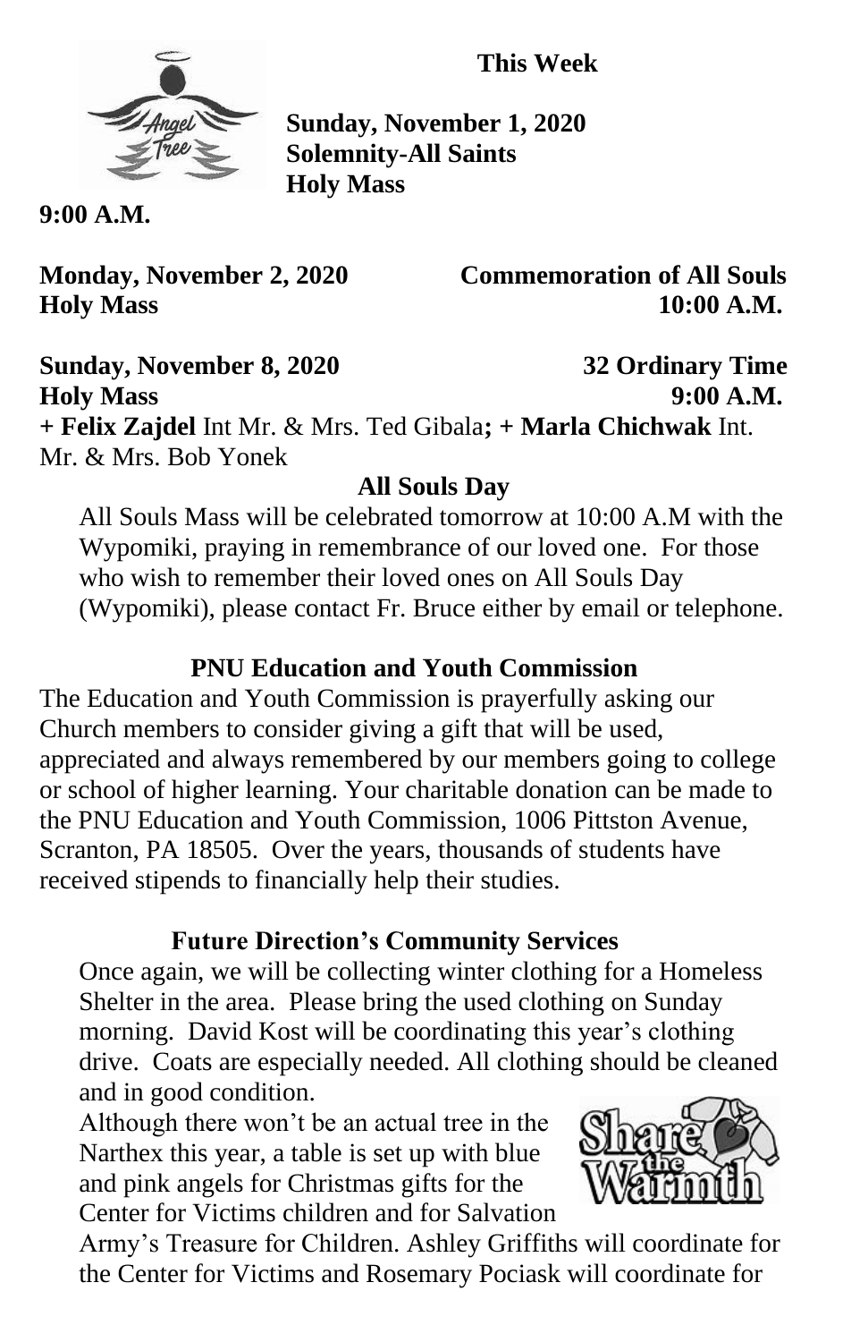**This Week**

**Sunday, November 1, 2020**
**Solemnity-All Saints**
**Holy Mass**
**9:00 A.M.**

**Monday, November 2, 2020** **Commemoration of All Souls**
**Holy Mass** **10:00 A.M.**

**Sunday, November 8, 2020** **32 Ordinary Time**
**Holy Mass** **9:00 A.M.**
**+ Felix Zajdel** Int Mr. & Mrs. Ted Gibala**; + Marla Chichwak** Int. Mr. & Mrs. Bob Yonek

**All Souls Day**

All Souls Mass will be celebrated tomorrow at 10:00 A.M with the Wypomiki, praying in remembrance of our loved one. For those who wish to remember their loved ones on All Souls Day (Wypomiki), please contact Fr. Bruce either by email or telephone.

**PNU Education and Youth Commission**

The Education and Youth Commission is prayerfully asking our Church members to consider giving a gift that will be used, appreciated and always remembered by our members going to college or school of higher learning. Your charitable donation can be made to the PNU Education and Youth Commission, 1006 Pittston Avenue, Scranton, PA 18505. Over the years, thousands of students have received stipends to financially help their studies.

**Future Direction's Community Services**

Once again, we will be collecting winter clothing for a Homeless Shelter in the area. Please bring the used clothing on Sunday morning. David Kost will be coordinating this year's clothing drive. Coats are especially needed. All clothing should be cleaned and in good condition.

Although there won't be an actual tree in the Narthex this year, a table is set up with blue and pink angels for Christmas gifts for the Center for Victims children and for Salvation Army's Treasure for Children. Ashley Griffiths will coordinate for the Center for Victims and Rosemary Pociask will coordinate for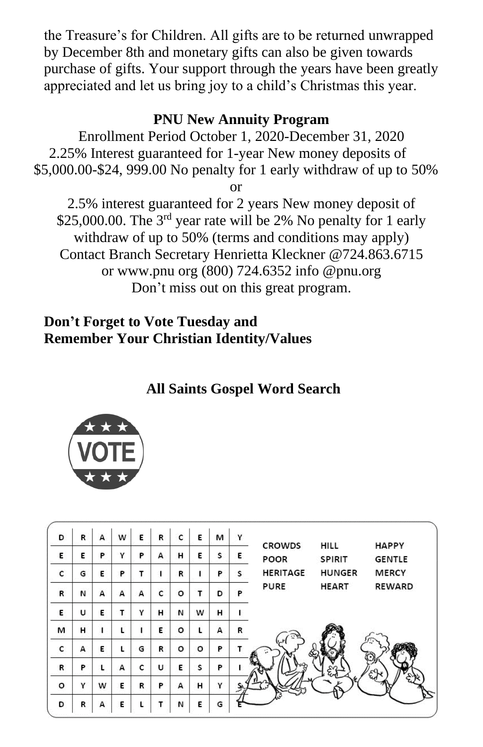the Treasure's for Children. All gifts are to be returned unwrapped by December 8th and monetary gifts can also be given towards purchase of gifts. Your support through the years have been greatly appreciated and let us bring joy to a child's Christmas this year.

**PNU New Annuity Program**

Enrollment Period October 1, 2020-December 31, 2020
2.25% Interest guaranteed for 1-year New money deposits of $5,000.00-$24, 999.00 No penalty for 1 early withdraw of up to 50%
or
2.5% interest guaranteed for 2 years New money deposit of $25,000.00. The 3rd year rate will be 2% No penalty for 1 early withdraw of up to 50% (terms and conditions may apply)
Contact Branch Secretary Henrietta Kleckner @724.863.6715 or www.pnu org (800) 724.6352 info @pnu.org
Don't miss out on this great program.

**Don't Forget to Vote Tuesday and Remember Your Christian Identity/Values**

**All Saints Gospel Word Search**

VOTE

| | | | | | | | | | |
|---|---|---|---|---|---|---|---|---|---|
| D | R | A | W | E | R | C | E | M | Y |
| E | E | P | Y | P | A | H | E | S | E |
| C | G | E | P | T | I | R | I | P | S |
| R | N | A | A | A | C | O | T | D | P |
| E | U | E | T | Y | H | N | W | H | I |
| M | H | I | L | I | E | O | L | A | R |
| C | A | E | L | G | R | O | O | P | T |
| R | P | L | A | C | U | E | S | P | I |
| O | Y | W | E | R | P | A | H | Y | S |
| D | R | A | E | L | T | N | E | G | E |

| | | |
|---|---|---|
| CROWDS | HILL | HAPPY |
| POOR | SPIRIT | GENTLE |
| HERITAGE | HUNGER | MERCY |
| PURE | HEART | REWARD |